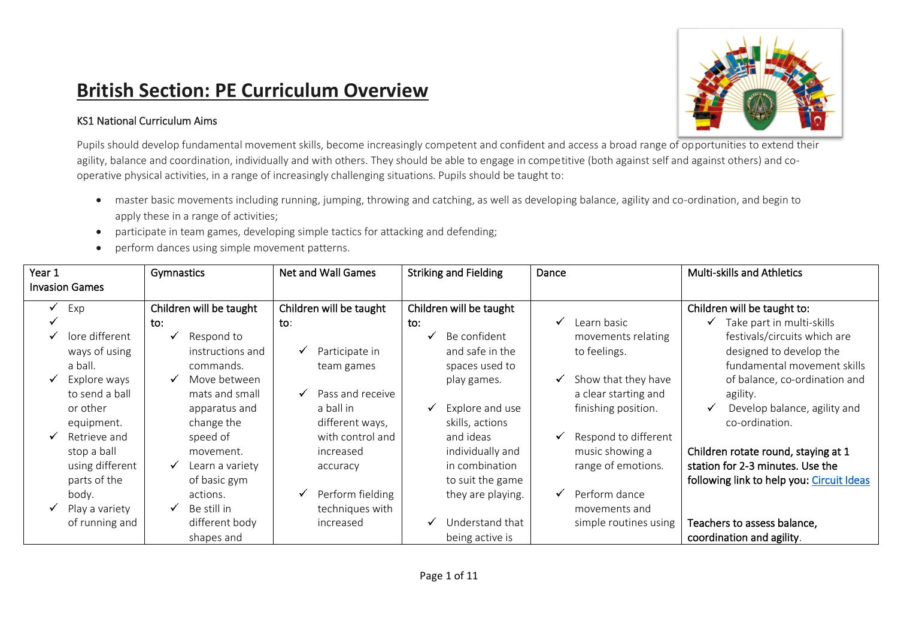# British Section: PE Curriculum Overview

KS1 National Curriculum Aims

Pupils should develop fundamental movement skills, become increasingly competent and confident and access a broad range of opportunities to extend their agility, balance and coordination, individually and with others. They should be able to engage in competitive (both against self and against others) and co-operative physical activities, in a range of increasingly challenging situations. Pupils should be taught to:

- master basic movements including running, jumping, throwing and catching, as well as developing balance, agility and co-ordination, and begin to apply these in a range of activities;
- participate in team games, developing simple tactics for attacking and defending;
- perform dances using simple movement patterns.

| Year 1<br>Invasion Games | Gymnastics | Net and Wall Games | Striking and Fielding | Dance | Multi-skills and Athletics |
|---|---|---|---|---|---|
| ✓ Exp<br>✓<br>✓ lore different ways of using a ball.<br>✓ Explore ways to send a ball or other equipment.<br>✓ Retrieve and stop a ball using different parts of the body.<br>✓ Play a variety of running and | Children will be taught to:<br>✓ Respond to instructions and commands.<br>✓ Move between mats and small apparatus and change the speed of movement.<br>✓ Learn a variety of basic gym actions.<br>✓ Be still in different body shapes and | Children will be taught to:<br>✓ Participate in team games<br>✓ Pass and receive a ball in different ways, with control and increased accuracy<br>✓ Perform fielding techniques with increased | Children will be taught to:<br>✓ Be confident and safe in the spaces used to play games.<br>✓ Explore and use skills, actions and ideas individually and in combination to suit the game they are playing.<br>✓ Understand that being active is | ✓ Learn basic movements relating to feelings.<br>✓ Show that they have a clear starting and finishing position.<br>✓ Respond to different music showing a range of emotions.<br>✓ Perform dance movements and simple routines using | Children will be taught to:<br>✓ Take part in multi-skills festivals/circuits which are designed to develop the fundamental movement skills of balance, co-ordination and agility.<br>✓ Develop balance, agility and co-ordination.<br><br>Children rotate round, staying at 1 station for 2-3 minutes. Use the following link to help you: Circuit Ideas<br><br>Teachers to assess balance, coordination and agility. |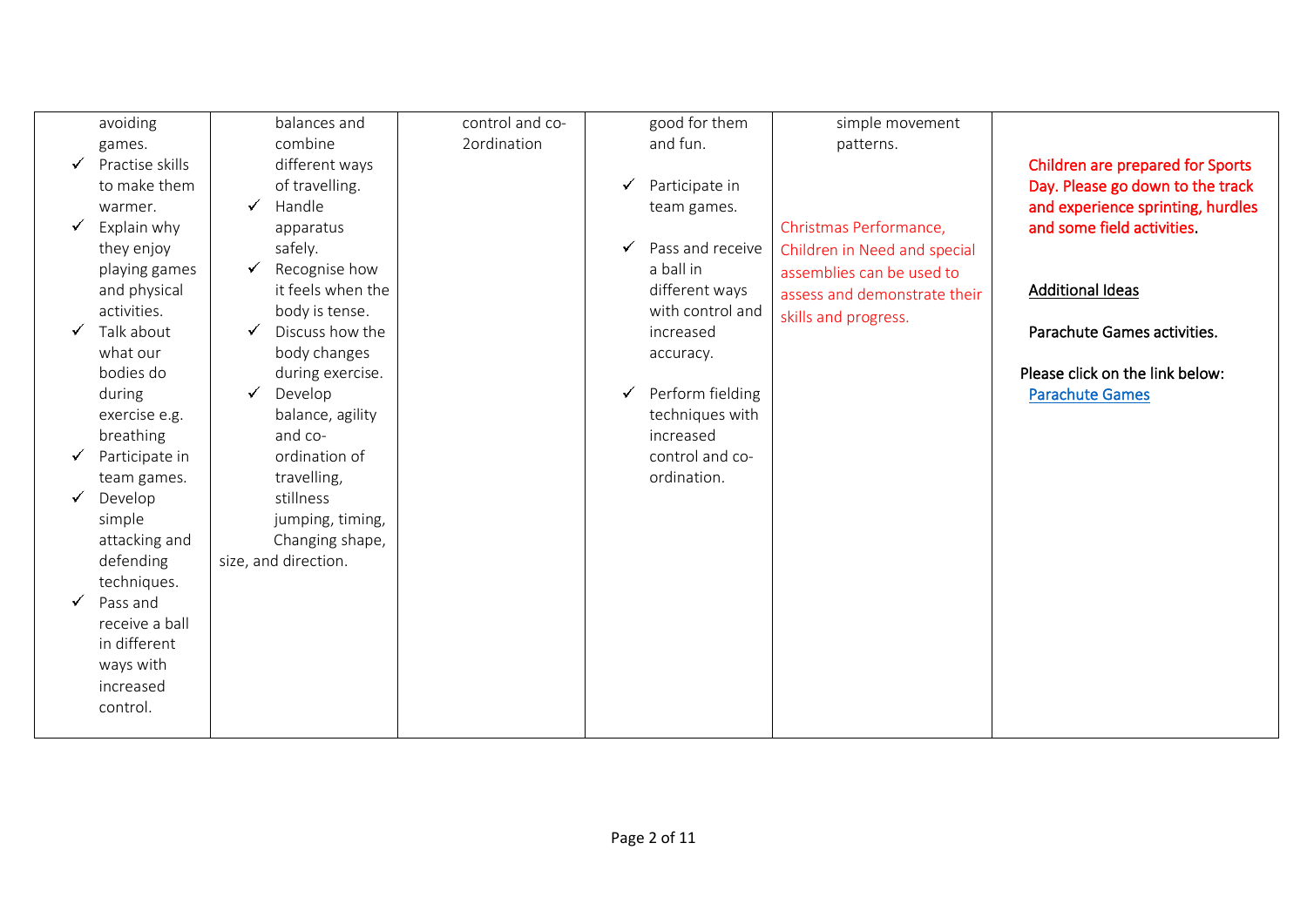| | | | | | |
|---|---|---|---|---|---|
| avoiding games.<br>✓ Practise skills to make them warmer.<br>✓ Explain why they enjoy playing games and physical activities.<br>✓ Talk about what our bodies do during exercise e.g. breathing<br>✓ Participate in team games.<br>✓ Develop simple attacking and defending techniques.<br>✓ Pass and receive a ball in different ways with increased control. | balances and combine different ways of travelling.<br>✓ Handle apparatus safely.<br>✓ Recognise how it feels when the body is tense.<br>✓ Discuss how the body changes during exercise.<br>✓ Develop balance, agility and co-ordination of travelling, stillness jumping, timing, Changing shape, size, and direction. | control and co-2ordination | good for them and fun.<br>✓ Participate in team games.<br>✓ Pass and receive a ball in different ways with control and increased accuracy.<br>✓ Perform fielding techniques with increased control and co-ordination. | simple movement patterns.<br><br>Christmas Performance, Children in Need and special assemblies can be used to assess and demonstrate their skills and progress. | **Children are prepared for Sports Day. Please go down to the track and experience sprinting, hurdles and some field activities.**<br><br>**Additional Ideas**<br><br>Parachute Games activities.<br><br>Please click on the link below:<br>Parachute Games |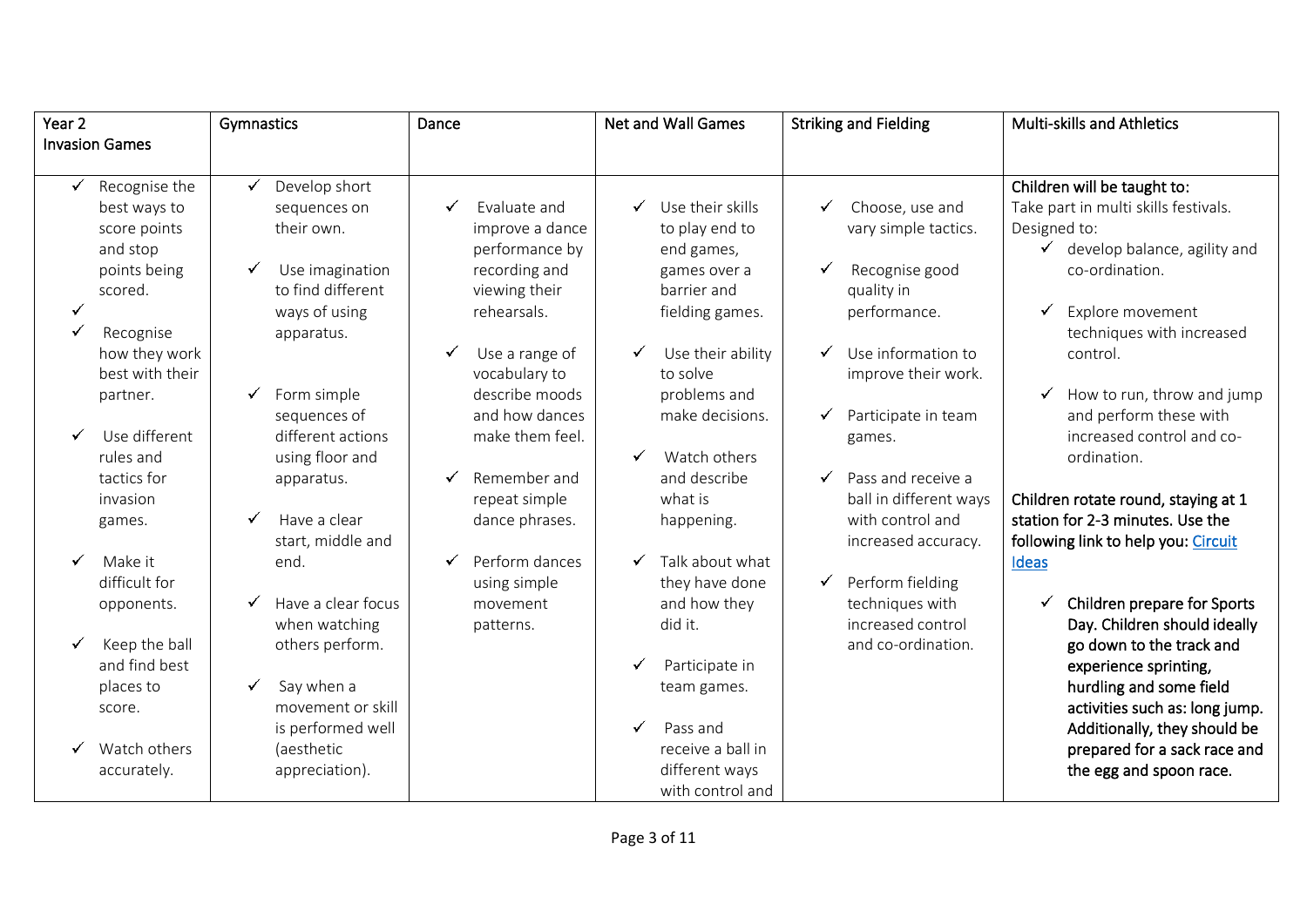| Year 2 Invasion Games | Gymnastics | Dance | Net and Wall Games | Striking and Fielding | Multi-skills and Athletics |
|---|---|---|---|---|---|
| ✓ Recognise the best ways to score points and stop points being scored.<br>✓<br>✓ Recognise how they work best with their partner.<br>✓ Use different rules and tactics for invasion games.<br>✓ Make it difficult for opponents.<br>✓ Keep the ball and find best places to score.<br>✓ Watch others accurately. | ✓ Develop short sequences on their own.<br>✓ Use imagination to find different ways of using apparatus.<br>✓ Form simple sequences of different actions using floor and apparatus.<br>✓ Have a clear start, middle and end.<br>✓ Have a clear focus when watching others perform.<br>✓ Say when a movement or skill is performed well (aesthetic appreciation). | ✓ Evaluate and improve a dance performance by recording and viewing their rehearsals.<br>✓ Use a range of vocabulary to describe moods and how dances make them feel.<br>✓ Remember and repeat simple dance phrases.<br>✓ Perform dances using simple movement patterns. | ✓ Use their skills to play end to end games, games over a barrier and fielding games.<br>✓ Use their ability to solve problems and make decisions.<br>✓ Watch others and describe what is happening.<br>✓ Talk about what they have done and how they did it.<br>✓ Participate in team games.<br>✓ Pass and receive a ball in different ways with control and | ✓ Choose, use and vary simple tactics.<br>✓ Recognise good quality in performance.<br>✓ Use information to improve their work.<br>✓ Participate in team games.<br>✓ Pass and receive a ball in different ways with control and increased accuracy.<br>✓ Perform fielding techniques with increased control and co-ordination. | Children will be taught to:<br>Take part in multi skills festivals. Designed to:<br>✓ develop balance, agility and co-ordination.<br>✓ Explore movement techniques with increased control.<br>✓ How to run, throw and jump and perform these with increased control and co-ordination.<br><br>Children rotate round, staying at 1 station for 2-3 minutes. Use the following link to help you: Circuit Ideas<br><br>✓ Children prepare for Sports Day. Children should ideally go down to the track and experience sprinting, hurdling and some field activities such as: long jump. Additionally, they should be prepared for a sack race and the egg and spoon race. |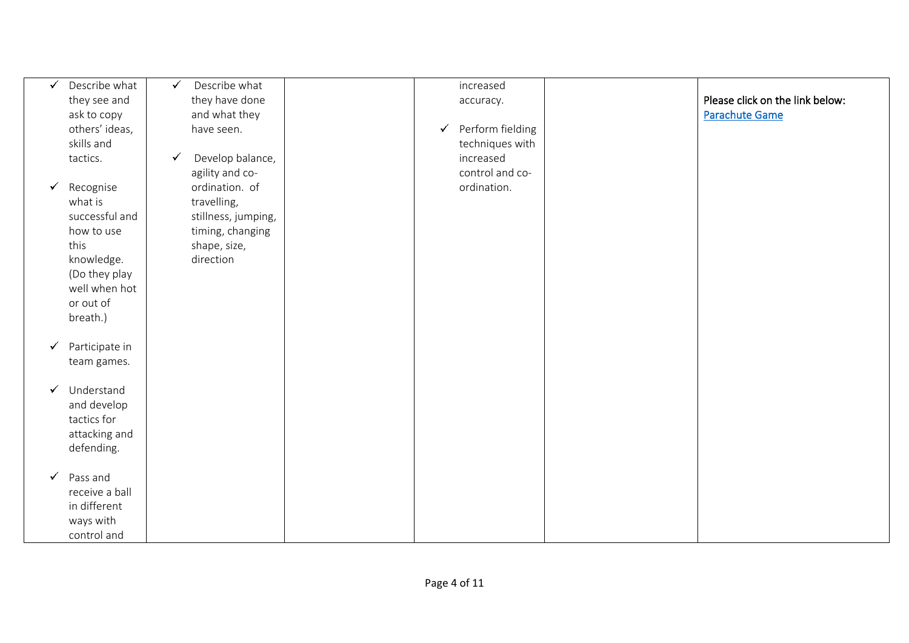| | | | | | |
|---|---|---|---|---|---|
| ✓ Describe what they see and ask to copy others' ideas, skills and tactics.<br><br>✓ Recognise what is successful and how to use this knowledge. (Do they play well when hot or out of breath.)<br><br>✓ Participate in team games.<br><br>✓ Understand and develop tactics for attacking and defending.<br><br>✓ Pass and receive a ball in different ways with control and | ✓ Describe what they have done and what they have seen.<br><br>✓ Develop balance, agility and co-ordination. of travelling, stillness, jumping, timing, changing shape, size, direction | | increased accuracy.<br><br>✓ Perform fielding techniques with increased control and co-ordination. | | Please click on the link below:<br>Parachute Game |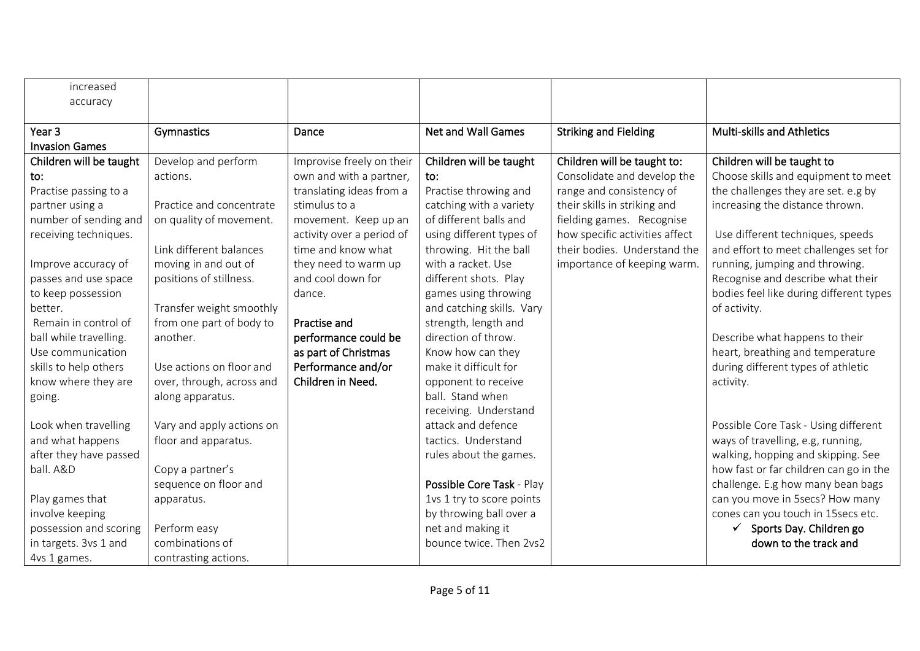| increased accuracy | | | | | |
|---|---|---|---|---|---|
| **Year 3**<br>**Invasion Games** | **Gymnastics** | **Dance** | **Net and Wall Games** | **Striking and Fielding** | **Multi-skills and Athletics** |
| **Children will be taught to:**<br>Practise passing to a partner using a number of sending and receiving techniques.<br><br>Improve accuracy of passes and use space to keep possession better.<br>Remain in control of ball while travelling.<br>Use communication skills to help others know where they are going.<br><br>Look when travelling and what happens after they have passed ball. A&D<br><br>Play games that involve keeping possession and scoring in targets. 3vs 1 and 4vs 1 games. | Develop and perform actions.<br><br>Practice and concentrate on quality of movement.<br><br>Link different balances moving in and out of positions of stillness.<br><br>Transfer weight smoothly from one part of body to another.<br><br>Use actions on floor and over, through, across and along apparatus.<br><br>Vary and apply actions on floor and apparatus.<br><br>Copy a partner's sequence on floor and apparatus.<br><br>Perform easy combinations of contrasting actions. | Improvise freely on their own and with a partner, translating ideas from a stimulus to a movement. Keep up an activity over a period of time and know what they need to warm up and cool down for dance.<br><br>**Practise and performance could be as part of Christmas Performance and/or Children in Need.** | **Children will be taught to:**<br>Practise throwing and catching with a variety of different balls and using different types of throwing. Hit the ball with a racket. Use different shots. Play games using throwing and catching skills. Vary strength, length and direction of throw. Know how can they make it difficult for opponent to receive ball. Stand when receiving. Understand attack and defence tactics. Understand rules about the games.<br><br>**Possible Core Task** - Play 1vs 1 try to score points by throwing ball over a net and making it bounce twice. Then 2vs2 | **Children will be taught to:**<br>Consolidate and develop the range and consistency of their skills in striking and fielding games. Recognise how specific activities affect their bodies. Understand the importance of keeping warm. | **Children will be taught to**<br>Choose skills and equipment to meet the challenges they are set. e.g by increasing the distance thrown.<br><br>Use different techniques, speeds and effort to meet challenges set for running, jumping and throwing. Recognise and describe what their bodies feel like during different types of activity.<br><br>Describe what happens to their heart, breathing and temperature during different types of athletic activity.<br><br>Possible Core Task - Using different ways of travelling, e.g, running, walking, hopping and skipping. See how fast or far children can go in the challenge. E.g how many bean bags can you move in 5secs? How many cones can you touch in 15secs etc.<br>✓ **Sports Day. Children go down to the track and** |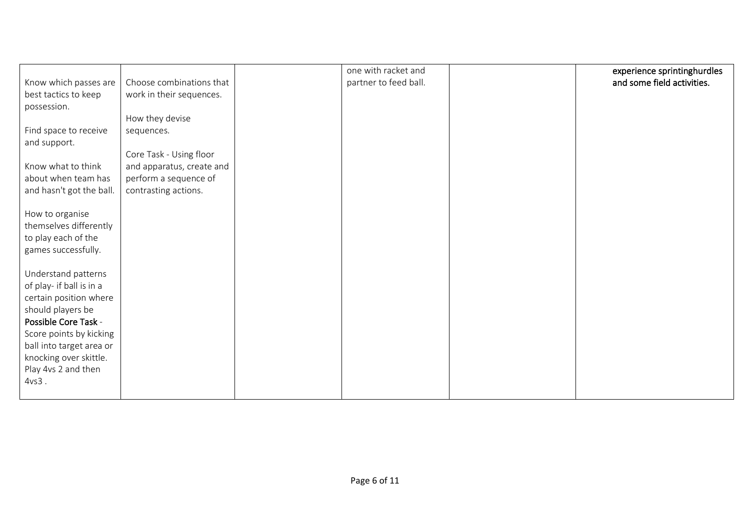| | | | | | |
|---|---|---|---|---|---|
| Know which passes are best tactics to keep possession.<br><br>Find space to receive and support.<br><br>Know what to think about when team has and hasn't got the ball.<br><br>How to organise themselves differently to play each of the games successfully.<br><br>Understand patterns of play- if ball is in a certain position where should players be<br>Possible Core Task - Score points by kicking ball into target area or knocking over skittle. Play 4vs 2 and then 4vs3 . | Choose combinations that work in their sequences.<br><br>How they devise sequences.<br><br>Core Task - Using floor and apparatus, create and perform a sequence of contrasting actions. | | one with racket and partner to feed ball. | | **experience sprintinghurdles and some field activities.** |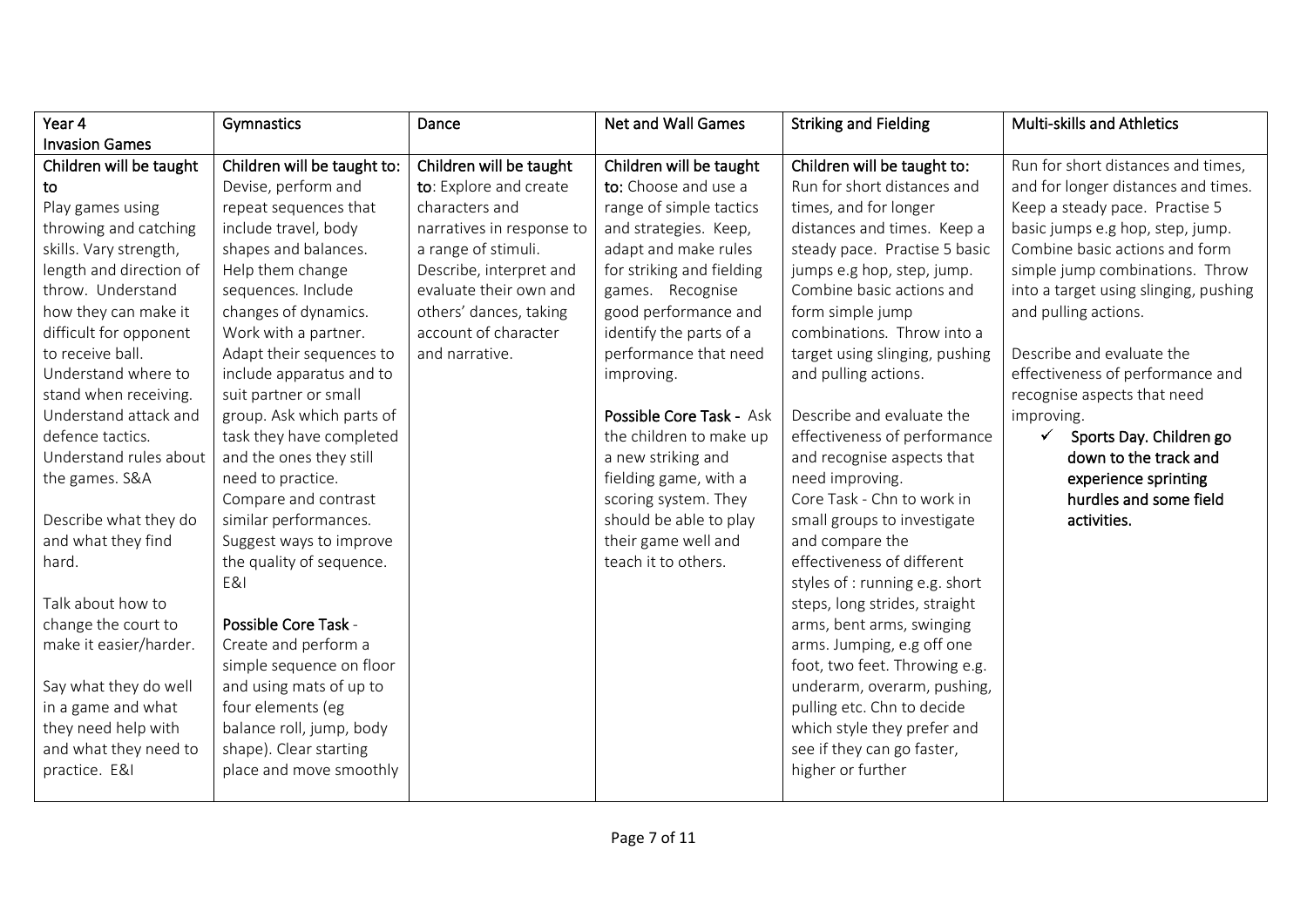| Year 4<br>Invasion Games | Gymnastics | Dance | Net and Wall Games | Striking and Fielding | Multi-skills and Athletics |
|---|---|---|---|---|---|
| Children will be taught to<br>Play games using throwing and catching skills. Vary strength, length and direction of throw. Understand how they can make it difficult for opponent to receive ball. Understand where to stand when receiving. Understand attack and defence tactics. Understand rules about the games. S&A<br><br>Describe what they do and what they find hard.<br><br>Talk about how to change the court to make it easier/harder.<br><br>Say what they do well in a game and what they need help with and what they need to practice. E&I | Children will be taught to:<br>Devise, perform and repeat sequences that include travel, body shapes and balances. Help them change sequences. Include changes of dynamics. Work with a partner. Adapt their sequences to include apparatus and to suit partner or small group. Ask which parts of task they have completed and the ones they still need to practice. Compare and contrast similar performances. Suggest ways to improve the quality of sequence. E&I<br><br>Possible Core Task - Create and perform a simple sequence on floor and using mats of up to four elements (eg balance roll, jump, body shape). Clear starting place and move smoothly | Children will be taught to: Explore and create characters and narratives in response to a range of stimuli. Describe, interpret and evaluate their own and others' dances, taking account of character and narrative. | Children will be taught to: Choose and use a range of simple tactics and strategies. Keep, adapt and make rules for striking and fielding games. Recognise good performance and identify the parts of a performance that need improving.<br><br>Possible Core Task - Ask the children to make up a new striking and fielding game, with a scoring system. They should be able to play their game well and teach it to others. | Children will be taught to:<br>Run for short distances and times, and for longer distances and times. Keep a steady pace. Practise 5 basic jumps e.g hop, step, jump. Combine basic actions and form simple jump combinations. Throw into a target using slinging, pushing and pulling actions.<br><br>Describe and evaluate the effectiveness of performance and recognise aspects that need improving.<br>Core Task - Chn to work in small groups to investigate and compare the effectiveness of different styles of : running e.g. short steps, long strides, straight arms, bent arms, swinging arms. Jumping, e.g off one foot, two feet. Throwing e.g. underarm, overarm, pushing, pulling etc. Chn to decide which style they prefer and see if they can go faster, higher or further | Run for short distances and times, and for longer distances and times. Keep a steady pace. Practise 5 basic jumps e.g hop, step, jump. Combine basic actions and form simple jump combinations. Throw into a target using slinging, pushing and pulling actions.<br><br>Describe and evaluate the effectiveness of performance and recognise aspects that need improving.<br>✓ Sports Day. Children go down to the track and experience sprinting hurdles and some field activities. |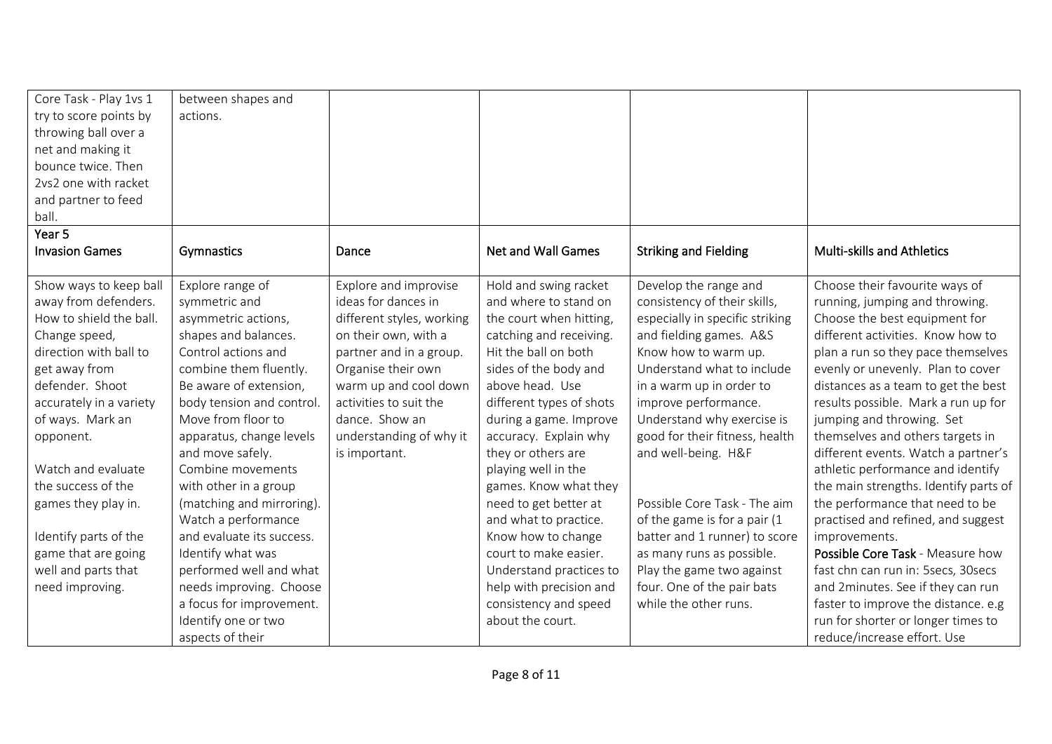| Core Task - Play 1vs 1 try to score points by throwing ball over a net and making it bounce twice. Then 2vs2 one with racket and partner to feed ball. | between shapes and actions. | | | | |
|---|---|---|---|---|---|
| **Year 5** **Invasion Games** | **Gymnastics** | **Dance** | **Net and Wall Games** | **Striking and Fielding** | **Multi-skills and Athletics** |
| Show ways to keep ball away from defenders. How to shield the ball. Change speed, direction with ball to get away from defender. Shoot accurately in a variety of ways. Mark an opponent.<br><br>Watch and evaluate the success of the games they play in.<br><br>Identify parts of the game that are going well and parts that need improving. | Explore range of symmetric and asymmetric actions, shapes and balances. Control actions and combine them fluently. Be aware of extension, body tension and control. Move from floor to apparatus, change levels and move safely. Combine movements with other in a group (matching and mirroring). Watch a performance and evaluate its success. Identify what was performed well and what needs improving. Choose a focus for improvement. Identify one or two aspects of their | Explore and improvise ideas for dances in different styles, working on their own, with a partner and in a group. Organise their own warm up and cool down activities to suit the dance. Show an understanding of why it is important. | Hold and swing racket and where to stand on the court when hitting, catching and receiving. Hit the ball on both sides of the body and above head. Use different types of shots during a game. Improve accuracy. Explain why they or others are playing well in the games. Know what they need to get better at and what to practice. Know how to change court to make easier. Understand practices to help with precision and consistency and speed about the court. | Develop the range and consistency of their skills, especially in specific striking and fielding games. A&S Know how to warm up. Understand what to include in a warm up in order to improve performance. Understand why exercise is good for their fitness, health and well-being. H&F<br><br>Possible Core Task - The aim of the game is for a pair (1 batter and 1 runner) to score as many runs as possible. Play the game two against four. One of the pair bats while the other runs. | Choose their favourite ways of running, jumping and throwing. Choose the best equipment for different activities. Know how to plan a run so they pace themselves evenly or unevenly. Plan to cover distances as a team to get the best results possible. Mark a run up for jumping and throwing. Set themselves and others targets in different events. Watch a partner's athletic performance and identify the main strengths. Identify parts of the performance that need to be practised and refined, and suggest improvements.<br>**Possible Core Task** - Measure how fast chn can run in: 5secs, 30secs and 2minutes. See if they can run faster to improve the distance. e.g run for shorter or longer times to reduce/increase effort. Use |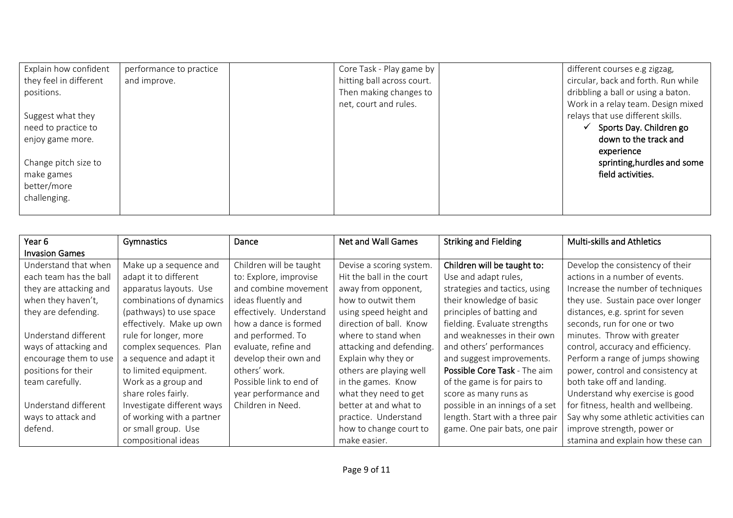| | | | | | |
|---|---|---|---|---|---|
| Explain how confident they feel in different positions.<br><br>Suggest what they need to practice to enjoy game more.<br><br>Change pitch size to make games better/more challenging. | performance to practice and improve. | | Core Task - Play game by hitting ball across court. Then making changes to net, court and rules. | | different courses e.g zigzag, circular, back and forth. Run while dribbling a ball or using a baton. Work in a relay team. Design mixed relays that use different skills.<br>✓ **Sports Day. Children go down to the track and experience sprinting,hurdles and some field activities.** |

| Year 6<br>**Invasion Games** | **Gymnastics** | **Dance** | **Net and Wall Games** | **Striking and Fielding** | **Multi-skills and Athletics** |
|---|---|---|---|---|---|
| Understand that when each team has the ball they are attacking and when they haven't, they are defending.<br><br>Understand different ways of attacking and encourage them to use positions for their team carefully.<br><br>Understand different ways to attack and defend. | Make up a sequence and adapt it to different apparatus layouts. Use combinations of dynamics (pathways) to use space effectively. Make up own rule for longer, more complex sequences. Plan a sequence and adapt it to limited equipment. Work as a group and share roles fairly. Investigate different ways of working with a partner or small group. Use compositional ideas | Children will be taught to: Explore, improvise and combine movement ideas fluently and effectively. Understand how a dance is formed and performed. To evaluate, refine and develop their own and others' work. Possible link to end of year performance and Children in Need. | Devise a scoring system. Hit the ball in the court away from opponent, how to outwit them using speed height and direction of ball. Know where to stand when attacking and defending. Explain why they or others are playing well in the games. Know what they need to get better at and what to practice. Understand how to change court to make easier. | **Children will be taught to:** Use and adapt rules, strategies and tactics, using their knowledge of basic principles of batting and fielding. Evaluate strengths and weaknesses in their own and others' performances and suggest improvements. **Possible Core Task** - The aim of the game is for pairs to score as many runs as possible in an innings of a set length. Start with a three pair game. One pair bats, one pair | Develop the consistency of their actions in a number of events. Increase the number of techniques they use. Sustain pace over longer distances, e.g. sprint for seven seconds, run for one or two minutes. Throw with greater control, accuracy and efficiency. Perform a range of jumps showing power, control and consistency at both take off and landing. Understand why exercise is good for fitness, health and wellbeing. Say why some athletic activities can improve strength, power or stamina and explain how these can |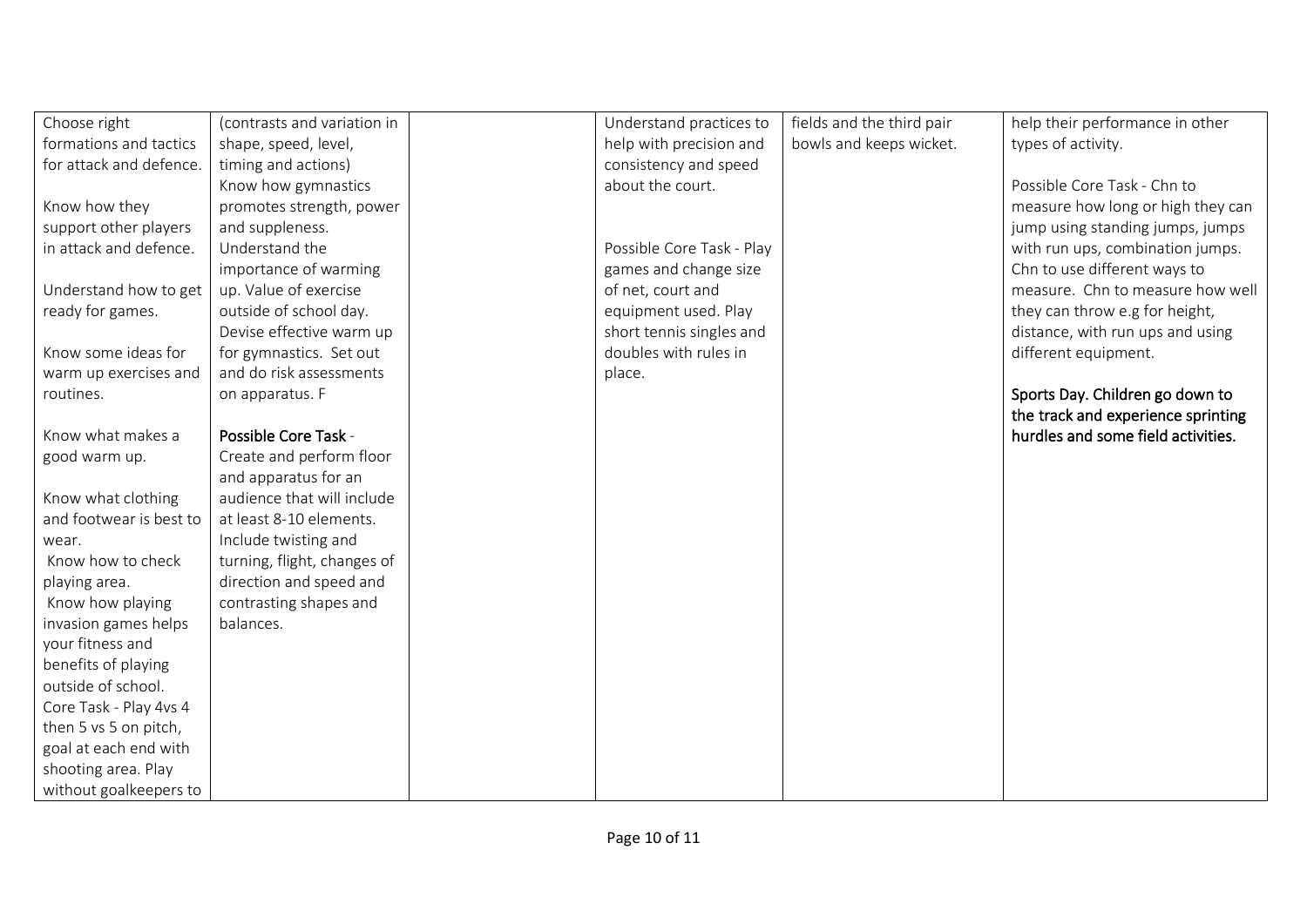| | | | | | |
|---|---|---|---|---|---|
| Choose right formations and tactics for attack and defence.<br><br>Know how they support other players in attack and defence.<br><br>Understand how to get ready for games.<br><br>Know some ideas for warm up exercises and routines.<br><br>Know what makes a good warm up.<br><br>Know what clothing and footwear is best to wear.<br>Know how to check playing area.<br>Know how playing invasion games helps your fitness and benefits of playing outside of school.<br>Core Task - Play 4vs 4 then 5 vs 5 on pitch, goal at each end with shooting area. Play without goalkeepers to | (contrasts and variation in shape, speed, level, timing and actions)<br>Know how gymnastics promotes strength, power and suppleness.<br>Understand the importance of warming up. Value of exercise outside of school day.<br>Devise effective warm up for gymnastics. Set out and do risk assessments on apparatus. F<br><br>**Possible Core Task** -<br>Create and perform floor and apparatus for an audience that will include at least 8-10 elements.<br>Include twisting and turning, flight, changes of direction and speed and contrasting shapes and balances. | | Understand practices to help with precision and consistency and speed about the court.<br><br><br>Possible Core Task - Play games and change size of net, court and equipment used. Play short tennis singles and doubles with rules in place. | fields and the third pair bowls and keeps wicket. | help their performance in other types of activity.<br><br>Possible Core Task - Chn to measure how long or high they can jump using standing jumps, jumps with run ups, combination jumps. Chn to use different ways to measure. Chn to measure how well they can throw e.g for height, distance, with run ups and using different equipment.<br><br>**Sports Day. Children go down to the track and experience sprinting hurdles and some field activities.** |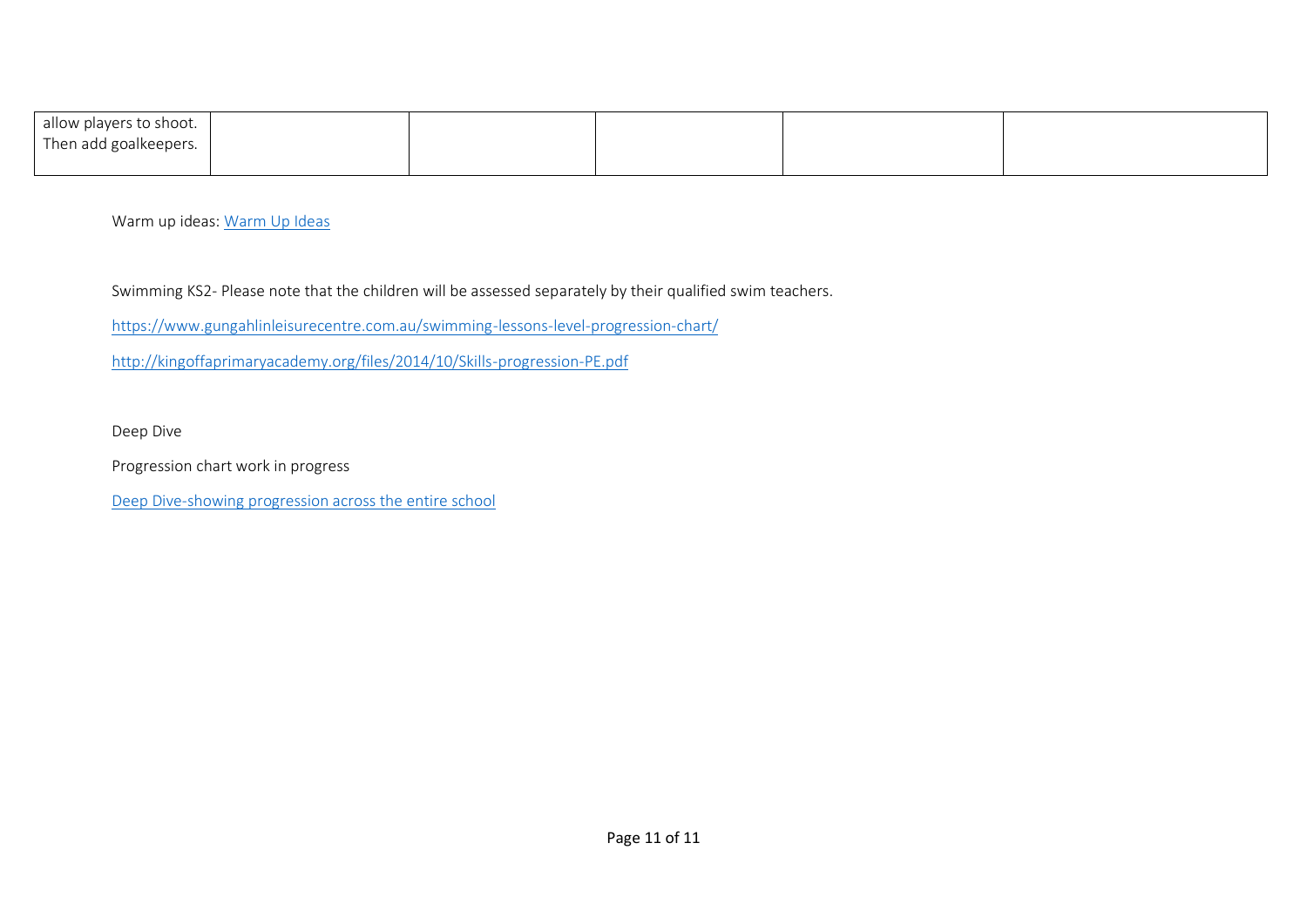| | | | | | |
|---|---|---|---|---|---|
| allow players to shoot. Then add goalkeepers. | | | | | |

Warm up ideas: [Warm Up Ideas]

Swimming KS2- Please note that the children will be assessed separately by their qualified swim teachers.

https://www.gungahlinleisurecentre.com.au/swimming-lessons-level-progression-chart/

http://kingoffaprimaryacademy.org/files/2014/10/Skills-progression-PE.pdf

Deep Dive

Progression chart work in progress

Deep Dive-showing progression across the entire school